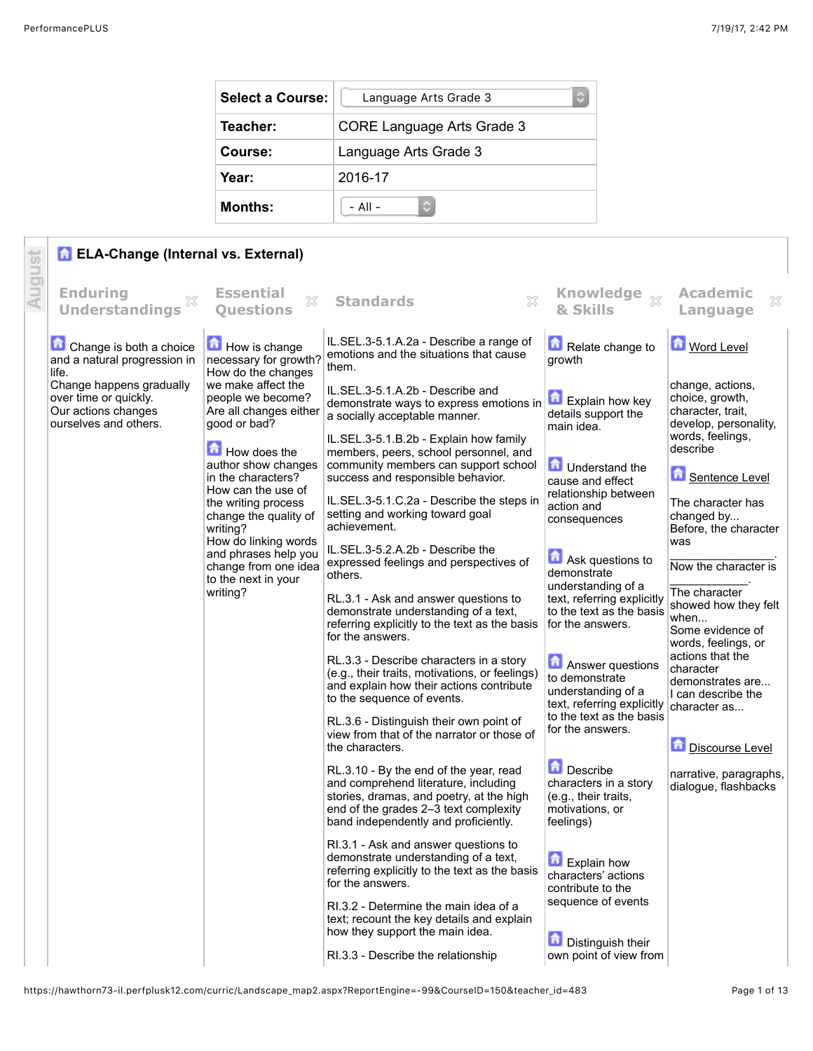| Select a Course: | Language Arts Grade 3 |
| --- | --- |
| Teacher: | CORE Language Arts Grade 3 |
| Course: | Language Arts Grade 3 |
| Year: | 2016-17 |
| Months: | - All - |

August

## ELA-Change (Internal vs. External)

| Enduring Understandings | Essential Questions | Standards | Knowledge & Skills | Academic Language |
| --- | --- | --- | --- | --- |
| Change is both a choice and a natural progression in life.<br>Change happens gradually over time or quickly.<br>Our actions changes ourselves and others. | How is change necessary for growth?<br>How do the changes we make affect the people we become?<br>Are all changes either good or bad?<br><br>How does the author show changes in the characters?<br>How can the use of the writing process change the quality of writing?<br>How do linking words and phrases help you change from one idea to the next in your writing? | IL.SEL.3-5.1.A.2a - Describe a range of emotions and the situations that cause them.<br><br>IL.SEL.3-5.1.A.2b - Describe and demonstrate ways to express emotions in a socially acceptable manner.<br><br>IL.SEL.3-5.1.B.2b - Explain how family members, peers, school personnel, and community members can support school success and responsible behavior.<br><br>IL.SEL.3-5.1.C.2a - Describe the steps in setting and working toward goal achievement.<br><br>IL.SEL.3-5.2.A.2b - Describe the expressed feelings and perspectives of others.<br><br>RL.3.1 - Ask and answer questions to demonstrate understanding of a text, referring explicitly to the text as the basis for the answers.<br><br>RL.3.3 - Describe characters in a story (e.g., their traits, motivations, or feelings) and explain how their actions contribute to the sequence of events.<br><br>RL.3.6 - Distinguish their own point of view from that of the narrator or those of the characters.<br><br>RL.3.10 - By the end of the year, read and comprehend literature, including stories, dramas, and poetry, at the high end of the grades 2–3 text complexity band independently and proficiently.<br><br>RI.3.1 - Ask and answer questions to demonstrate understanding of a text, referring explicitly to the text as the basis for the answers.<br><br>RI.3.2 - Determine the main idea of a text; recount the key details and explain how they support the main idea.<br><br>RI.3.3 - Describe the relationship | Relate change to growth<br><br>Explain how key details support the main idea.<br><br>Understand the cause and effect relationship between action and consequences<br><br>Ask questions to demonstrate understanding of a text, referring explicitly to the text as the basis for the answers.<br><br>Answer questions to demonstrate understanding of a text, referring explicitly to the text as the basis for the answers.<br><br>Describe characters in a story (e.g., their traits, motivations, or feelings)<br><br>Explain how characters' actions contribute to the sequence of events<br><br>Distinguish their own point of view from | Word Level<br><br>change, actions, choice, growth, character, trait, develop, personality, words, feelings, describe<br><br>Sentence Level<br><br>The character has changed by...<br>Before, the character was ________________.<br>Now the character is ____________.<br>The character showed how they felt when...<br>Some evidence of words, feelings, or actions that the character demonstrates are...<br>I can describe the character as...<br><br>Discourse Level<br><br>narrative, paragraphs, dialogue, flashbacks |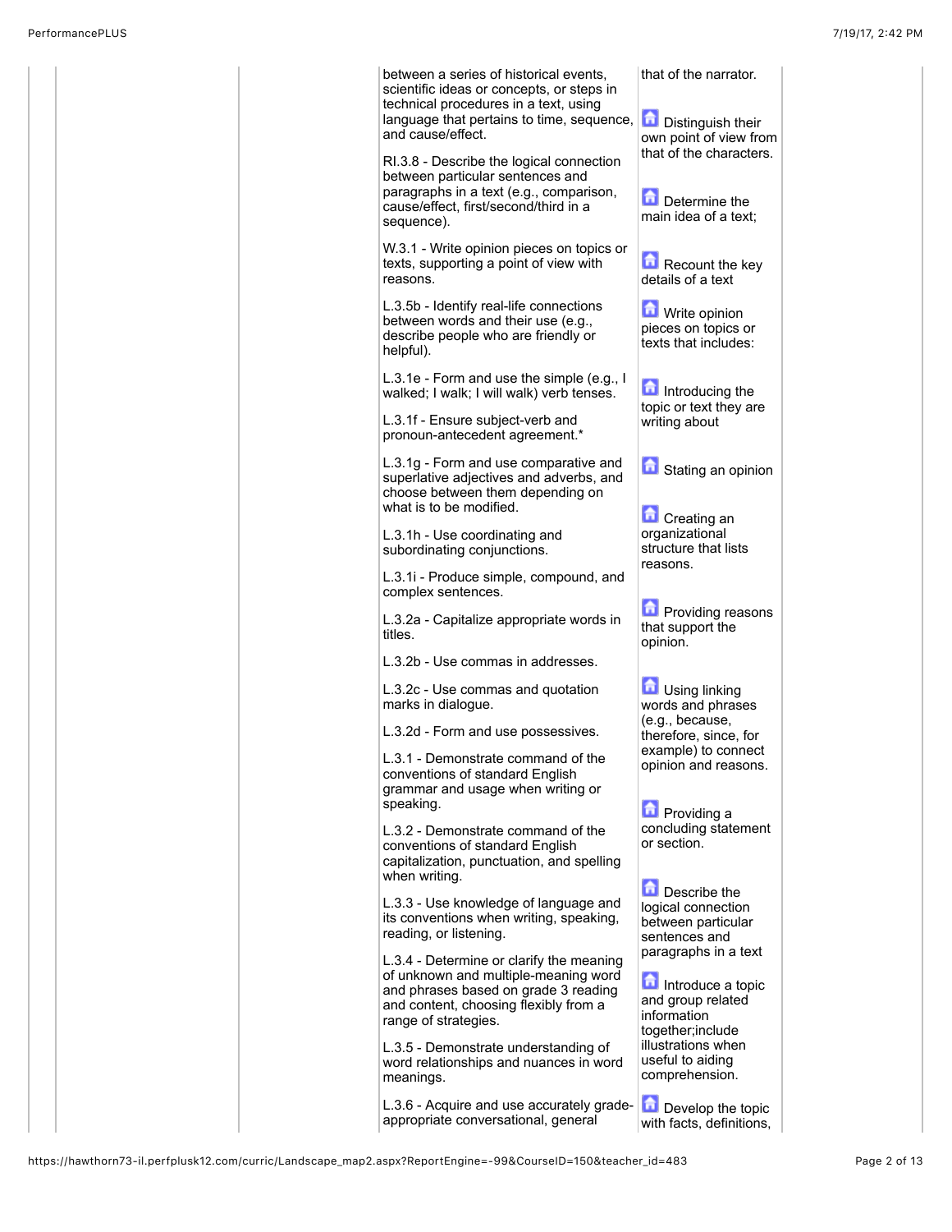| | | | |
|---|---|---|---|
| | | between a series of historical events, scientific ideas or concepts, or steps in technical procedures in a text, using language that pertains to time, sequence, and cause/effect.<br><br>RI.3.8 - Describe the logical connection between particular sentences and paragraphs in a text (e.g., comparison, cause/effect, first/second/third in a sequence).<br><br>W.3.1 - Write opinion pieces on topics or texts, supporting a point of view with reasons.<br><br>L.3.5b - Identify real-life connections between words and their use (e.g., describe people who are friendly or helpful).<br><br>L.3.1e - Form and use the simple (e.g., I walked; I walk; I will walk) verb tenses.<br><br>L.3.1f - Ensure subject-verb and pronoun-antecedent agreement.*<br><br>L.3.1g - Form and use comparative and superlative adjectives and adverbs, and choose between them depending on what is to be modified.<br><br>L.3.1h - Use coordinating and subordinating conjunctions.<br><br>L.3.1i - Produce simple, compound, and complex sentences.<br><br>L.3.2a - Capitalize appropriate words in titles.<br><br>L.3.2b - Use commas in addresses.<br><br>L.3.2c - Use commas and quotation marks in dialogue.<br><br>L.3.2d - Form and use possessives.<br><br>L.3.1 - Demonstrate command of the conventions of standard English grammar and usage when writing or speaking.<br><br>L.3.2 - Demonstrate command of the conventions of standard English capitalization, punctuation, and spelling when writing.<br><br>L.3.3 - Use knowledge of language and its conventions when writing, speaking, reading, or listening.<br><br>L.3.4 - Determine or clarify the meaning of unknown and multiple-meaning word and phrases based on grade 3 reading and content, choosing flexibly from a range of strategies.<br><br>L.3.5 - Demonstrate understanding of word relationships and nuances in word meanings.<br><br>L.3.6 - Acquire and use accurately grade-appropriate conversational, general | that of the narrator.<br><br>Distinguish their own point of view from that of the characters.<br><br>Determine the main idea of a text;<br><br>Recount the key details of a text<br><br>Write opinion pieces on topics or texts that includes:<br><br>Introducing the topic or text they are writing about<br><br>Stating an opinion<br><br>Creating an organizational structure that lists reasons.<br><br>Providing reasons that support the opinion.<br><br>Using linking words and phrases (e.g., because, therefore, since, for example) to connect opinion and reasons.<br><br>Providing a concluding statement or section.<br><br>Describe the logical connection between particular sentences and paragraphs in a text<br><br>Introduce a topic and group related information together;include illustrations when useful to aiding comprehension.<br><br>Develop the topic with facts, definitions, |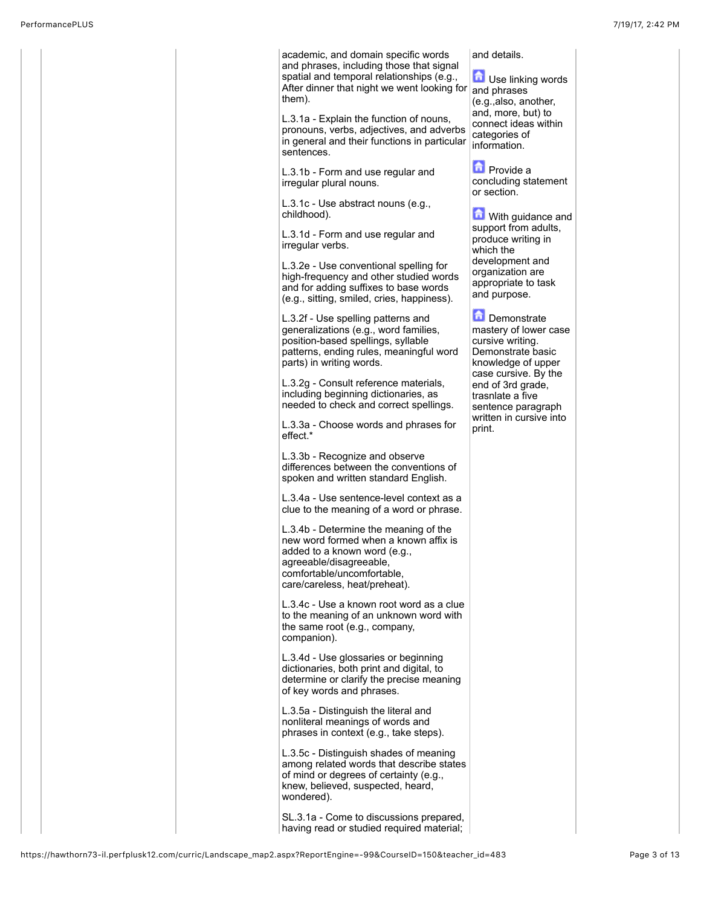| | | | | |
|---|---|---|---|---|
| | | academic, and domain specific words and phrases, including those that signal spatial and temporal relationships (e.g., After dinner that night we went looking for them).<br><br>L.3.1a - Explain the function of nouns, pronouns, verbs, adjectives, and adverbs in general and their functions in particular sentences.<br><br>L.3.1b - Form and use regular and irregular plural nouns.<br><br>L.3.1c - Use abstract nouns (e.g., childhood).<br><br>L.3.1d - Form and use regular and irregular verbs.<br><br>L.3.2e - Use conventional spelling for high-frequency and other studied words and for adding suffixes to base words (e.g., sitting, smiled, cries, happiness).<br><br>L.3.2f - Use spelling patterns and generalizations (e.g., word families, position-based spellings, syllable patterns, ending rules, meaningful word parts) in writing words.<br><br>L.3.2g - Consult reference materials, including beginning dictionaries, as needed to check and correct spellings.<br><br>L.3.3a - Choose words and phrases for effect.*<br><br>L.3.3b - Recognize and observe differences between the conventions of spoken and written standard English.<br><br>L.3.4a - Use sentence-level context as a clue to the meaning of a word or phrase.<br><br>L.3.4b - Determine the meaning of the new word formed when a known affix is added to a known word (e.g., agreeable/disagreeable, comfortable/uncomfortable, care/careless, heat/preheat).<br><br>L.3.4c - Use a known root word as a clue to the meaning of an unknown word with the same root (e.g., company, companion).<br><br>L.3.4d - Use glossaries or beginning dictionaries, both print and digital, to determine or clarify the precise meaning of key words and phrases.<br><br>L.3.5a - Distinguish the literal and nonliteral meanings of words and phrases in context (e.g., take steps).<br><br>L.3.5c - Distinguish shades of meaning among related words that describe states of mind or degrees of certainty (e.g., knew, believed, suspected, heard, wondered).<br><br>SL.3.1a - Come to discussions prepared, having read or studied required material; | and details.<br><br>Use linking words and phrases (e.g.,also, another, and, more, but) to connect ideas within categories of information.<br><br>Provide a concluding statement or section.<br><br>With guidance and support from adults, produce writing in which the development and organization are appropriate to task and purpose.<br><br>Demonstrate mastery of lower case cursive writing. Demonstrate basic knowledge of upper case cursive. By the end of 3rd grade, trasnlate a five sentence paragraph written in cursive into print. | |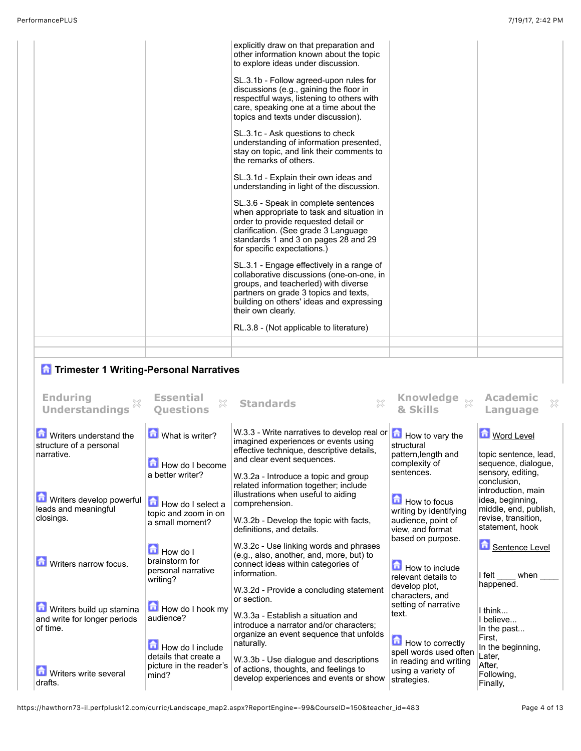| | | | | |
|---|---|---|---|---|
| | | explicitly draw on that preparation and other information known about the topic to explore ideas under discussion.<br><br>SL.3.1b - Follow agreed-upon rules for discussions (e.g., gaining the floor in respectful ways, listening to others with care, speaking one at a time about the topics and texts under discussion).<br><br>SL.3.1c - Ask questions to check understanding of information presented, stay on topic, and link their comments to the remarks of others.<br><br>SL.3.1d - Explain their own ideas and understanding in light of the discussion.<br><br>SL.3.6 - Speak in complete sentences when appropriate to task and situation in order to provide requested detail or clarification. (See grade 3 Language standards 1 and 3 on pages 28 and 29 for specific expectations.)<br><br>SL.3.1 - Engage effectively in a range of collaborative discussions (one-on-one, in groups, and teacherled) with diverse partners on grade 3 topics and texts, building on others' ideas and expressing their own clearly.<br><br>RL.3.8 - (Not applicable to literature) | | |
| | | | | |

## Trimester 1 Writing-Personal Narratives

| Enduring Understandings | Essential Questions | Standards | Knowledge & Skills | Academic Language |
|---|---|---|---|---|
| Writers understand the structure of a personal narrative.<br><br>Writers develop powerful leads and meaningful closings.<br><br>Writers narrow focus.<br><br>Writers build up stamina and write for longer periods of time.<br><br>Writers write several drafts. | What is writer?<br><br>How do I become a better writer?<br><br>How do I select a topic and zoom in on a small moment?<br><br>How do I brainstorm for personal narrative writing?<br><br>How do I hook my audience?<br><br>How do I include details that create a picture in the reader's mind? | W.3.3 - Write narratives to develop real or imagined experiences or events using effective technique, descriptive details, and clear event sequences.<br><br>W.3.2a - Introduce a topic and group related information together; include illustrations when useful to aiding comprehension.<br><br>W.3.2b - Develop the topic with facts, definitions, and details.<br><br>W.3.2c - Use linking words and phrases (e.g., also, another, and, more, but) to connect ideas within categories of information.<br><br>W.3.2d - Provide a concluding statement or section.<br><br>W.3.3a - Establish a situation and introduce a narrator and/or characters; organize an event sequence that unfolds naturally.<br><br>W.3.3b - Use dialogue and descriptions of actions, thoughts, and feelings to develop experiences and events or show | How to vary the structural pattern,length and complexity of sentences.<br><br>How to focus writing by identifying audience, point of view, and format based on purpose.<br><br>How to include relevant details to develop plot, characters, and setting of narrative text.<br><br>How to correctly spell words used often in reading and writing using a variety of strategies. | Word Level<br><br>topic sentence, lead, sequence, dialogue, sensory, editing, conclusion, introduction, main idea, beginning, middle, end, publish, revise, transition, statement, hook<br><br>Sentence Level<br><br>I felt ____ when ____ happened.<br><br>I think...<br>I believe...<br>In the past...<br>First,<br>In the beginning,<br>Later,<br>After,<br>Following,<br>Finally, |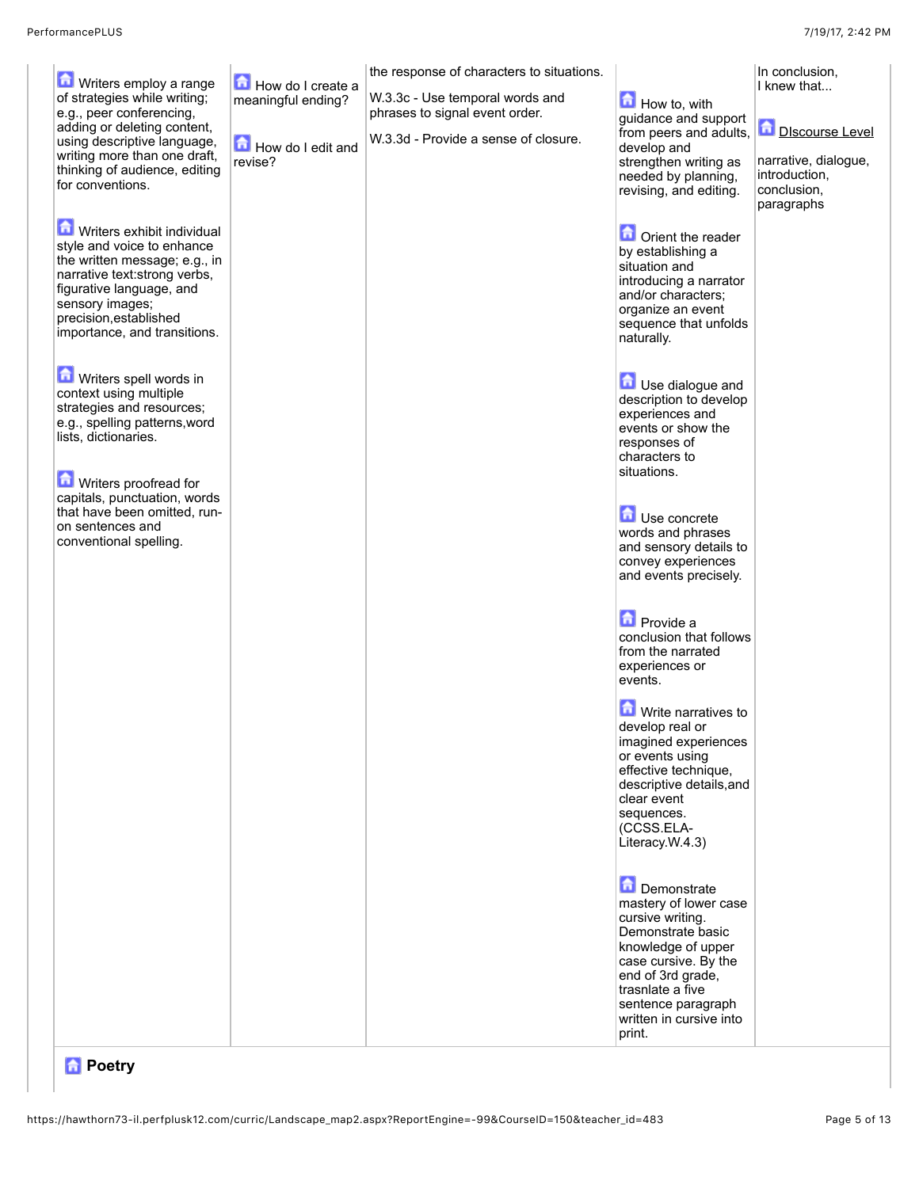| | | | | |
|---|---|---|---|---|
| Writers employ a range of strategies while writing; e.g., peer conferencing, adding or deleting content, using descriptive language, writing more than one draft, thinking of audience, editing for conventions.<br><br>Writers exhibit individual style and voice to enhance the written message; e.g., in narrative text:strong verbs, figurative language, and sensory images; precision,established importance, and transitions.<br><br>Writers spell words in context using multiple strategies and resources; e.g., spelling patterns,word lists, dictionaries.<br><br>Writers proofread for capitals, punctuation, words that have been omitted, run-on sentences and conventional spelling. | How do I create a meaningful ending?<br><br>How do I edit and revise? | the response of characters to situations.<br><br>W.3.3c - Use temporal words and phrases to signal event order.<br><br>W.3.3d - Provide a sense of closure. | How to, with guidance and support from peers and adults, develop and strengthen writing as needed by planning, revising, and editing.<br><br>Orient the reader by establishing a situation and introducing a narrator and/or characters; organize an event sequence that unfolds naturally.<br><br>Use dialogue and description to develop experiences and events or show the responses of characters to situations.<br><br>Use concrete words and phrases and sensory details to convey experiences and events precisely.<br><br>Provide a conclusion that follows from the narrated experiences or events.<br><br>Write narratives to develop real or imagined experiences or events using effective technique, descriptive details,and clear event sequences. (CCSS.ELA-Literacy.W.4.3)<br><br>Demonstrate mastery of lower case cursive writing. Demonstrate basic knowledge of upper case cursive. By the end of 3rd grade, trasnlate a five sentence paragraph written in cursive into print. | In conclusion, I knew that...<br><br>DIscourse Level<br><br>narrative, dialogue, introduction, conclusion, paragraphs |

**Poetry**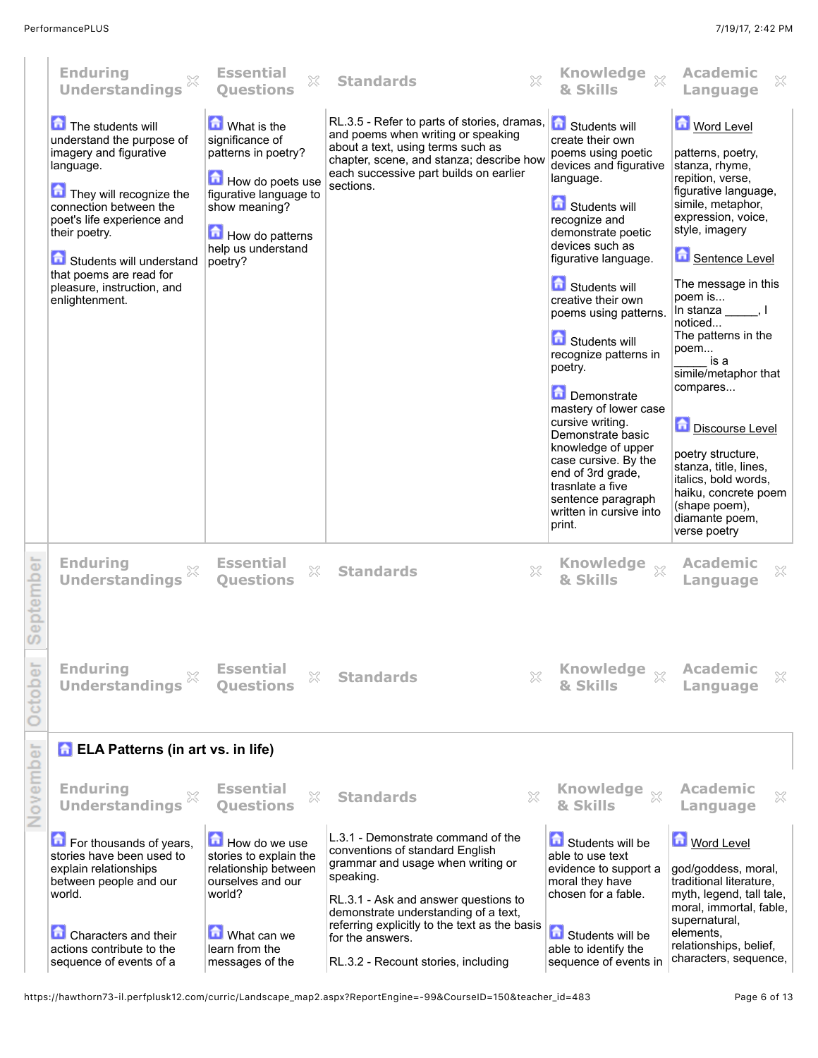| Enduring Understandings | Essential Questions | Standards | Knowledge & Skills | Academic Language |
|---|---|---|---|---|
| The students will understand the purpose of imagery and figurative language.<br><br>They will recognize the connection between the poet's life experience and their poetry.<br><br>Students will understand that poems are read for pleasure, instruction, and enlightenment. | What is the significance of patterns in poetry?<br><br>How do poets use figurative language to show meaning?<br><br>How do patterns help us understand poetry? | RL.3.5 - Refer to parts of stories, dramas, and poems when writing or speaking about a text, using terms such as chapter, scene, and stanza; describe how each successive part builds on earlier sections. | Students will create their own poems using poetic devices and figurative language.<br><br>Students will recognize and demonstrate poetic devices such as figurative language.<br><br>Students will creative their own poems using patterns.<br><br>Students will recognize patterns in poetry.<br><br>Demonstrate mastery of lower case cursive writing. Demonstrate basic knowledge of upper case cursive. By the end of 3rd grade, trasnlate a five sentence paragraph written in cursive into print. | Word Level<br><br>patterns, poetry, stanza, rhyme, repition, verse, figurative language, simile, metaphor, expression, voice, style, imagery<br><br>Sentence Level<br><br>The message in this poem is...<br>In stanza _____, I noticed...<br>The patterns in the poem...<br>_____ is a simile/metaphor that compares...<br><br>Discourse Level<br><br>poetry structure, stanza, title, lines, italics, bold words, haiku, concrete poem (shape poem), diamante poem, verse poetry |

**September**

| Enduring Understandings | Essential Questions | Standards | Knowledge & Skills | Academic Language |
|---|---|---|---|---|

**October**

| Enduring Understandings | Essential Questions | Standards | Knowledge & Skills | Academic Language |
|---|---|---|---|---|

**November**

### ELA Patterns (in art vs. in life)

| Enduring Understandings | Essential Questions | Standards | Knowledge & Skills | Academic Language |
|---|---|---|---|---|
| For thousands of years, stories have been used to explain relationships between people and our world.<br><br>Characters and their actions contribute to the sequence of events of a | How do we use stories to explain the relationship between ourselves and our world?<br><br>What can we learn from the messages of the | L.3.1 - Demonstrate command of the conventions of standard English grammar and usage when writing or speaking.<br><br>RL.3.1 - Ask and answer questions to demonstrate understanding of a text, referring explicitly to the text as the basis for the answers.<br><br>RL.3.2 - Recount stories, including | Students will be able to use text evidence to support a moral they have chosen for a fable.<br><br>Students will be able to identify the sequence of events in | Word Level<br><br>god/goddess, moral, traditional literature, myth, legend, tall tale, moral, immortal, fable, supernatural, elements, relationships, belief, characters, sequence, |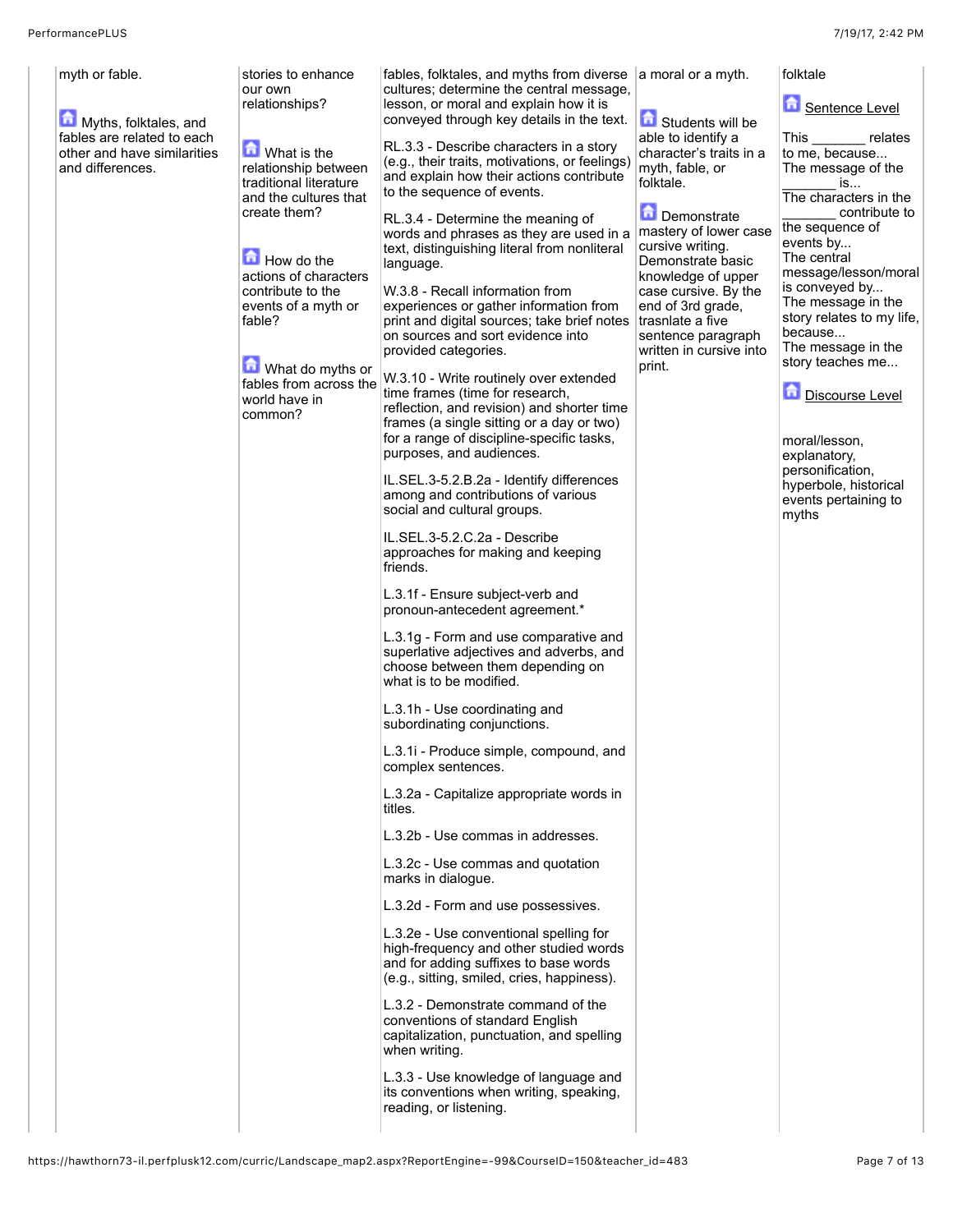| | | | | |
|---|---|---|---|---|
| myth or fable.<br><br>Myths, folktales, and fables are related to each other and have similarities and differences. | stories to enhance our own relationships?<br><br>What is the relationship between traditional literature and the cultures that create them?<br><br>How do the actions of characters contribute to the events of a myth or fable?<br><br>What do myths or fables from across the world have in common? | fables, folktales, and myths from diverse cultures; determine the central message, lesson, or moral and explain how it is conveyed through key details in the text.<br><br>RL.3.3 - Describe characters in a story (e.g., their traits, motivations, or feelings) and explain how their actions contribute to the sequence of events.<br><br>RL.3.4 - Determine the meaning of words and phrases as they are used in a text, distinguishing literal from nonliteral language.<br><br>W.3.8 - Recall information from experiences or gather information from print and digital sources; take brief notes on sources and sort evidence into provided categories.<br><br>W.3.10 - Write routinely over extended time frames (time for research, reflection, and revision) and shorter time frames (a single sitting or a day or two) for a range of discipline-specific tasks, purposes, and audiences.<br><br>IL.SEL.3-5.2.B.2a - Identify differences among and contributions of various social and cultural groups.<br><br>IL.SEL.3-5.2.C.2a - Describe approaches for making and keeping friends.<br><br>L.3.1f - Ensure subject-verb and pronoun-antecedent agreement.*<br><br>L.3.1g - Form and use comparative and superlative adjectives and adverbs, and choose between them depending on what is to be modified.<br><br>L.3.1h - Use coordinating and subordinating conjunctions.<br><br>L.3.1i - Produce simple, compound, and complex sentences.<br><br>L.3.2a - Capitalize appropriate words in titles.<br><br>L.3.2b - Use commas in addresses.<br><br>L.3.2c - Use commas and quotation marks in dialogue.<br><br>L.3.2d - Form and use possessives.<br><br>L.3.2e - Use conventional spelling for high-frequency and other studied words and for adding suffixes to base words (e.g., sitting, smiled, cries, happiness).<br><br>L.3.2 - Demonstrate command of the conventions of standard English capitalization, punctuation, and spelling when writing.<br><br>L.3.3 - Use knowledge of language and its conventions when writing, speaking, reading, or listening. | a moral or a myth.<br><br>Students will be able to identify a character's traits in a myth, fable, or folktale.<br><br>Demonstrate mastery of lower case cursive writing. Demonstrate basic knowledge of upper case cursive. By the end of 3rd grade, trasnlate a five sentence paragraph written in cursive into print. | folktale<br><br>Sentence Level<br><br>This _______ relates to me, because...<br>The message of the _______ is...<br>The characters in the _______ contribute to the sequence of events by...<br>The central message/lesson/moral is conveyed by...<br>The message in the story relates to my life, because...<br>The message in the story teaches me...<br><br>Discourse Level<br><br>moral/lesson, explanatory, personification, hyperbole, historical events pertaining to myths |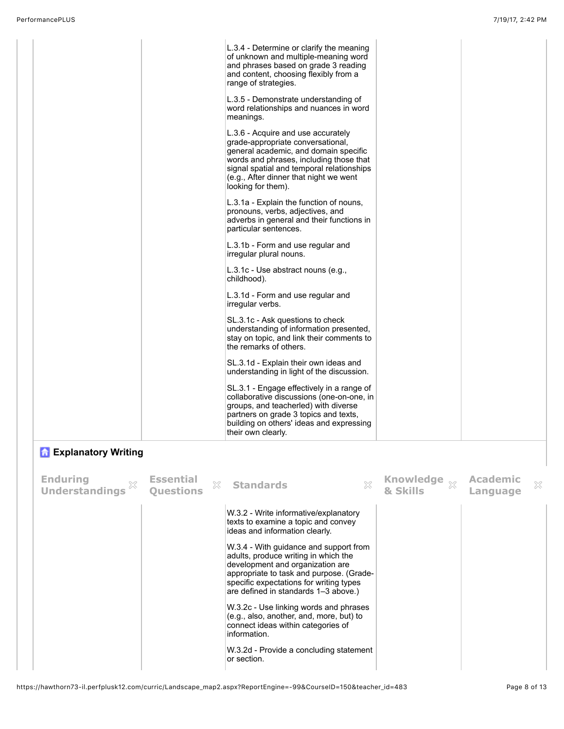| Enduring Understandings | Essential Questions | Standards | Knowledge & Skills | Academic Language |
| --- | --- | --- | --- | --- |
| | | L.3.4 - Determine or clarify the meaning of unknown and multiple-meaning word and phrases based on grade 3 reading and content, choosing flexibly from a range of strategies. | | |
| | | L.3.5 - Demonstrate understanding of word relationships and nuances in word meanings. | | |
| | | L.3.6 - Acquire and use accurately grade-appropriate conversational, general academic, and domain specific words and phrases, including those that signal spatial and temporal relationships (e.g., After dinner that night we went looking for them). | | |
| | | L.3.1a - Explain the function of nouns, pronouns, verbs, adjectives, and adverbs in general and their functions in particular sentences. | | |
| | | L.3.1b - Form and use regular and irregular plural nouns. | | |
| | | L.3.1c - Use abstract nouns (e.g., childhood). | | |
| | | L.3.1d - Form and use regular and irregular verbs. | | |
| | | SL.3.1c - Ask questions to check understanding of information presented, stay on topic, and link their comments to the remarks of others. | | |
| | | SL.3.1d - Explain their own ideas and understanding in light of the discussion. | | |
| | | SL.3.1 - Engage effectively in a range of collaborative discussions (one-on-one, in groups, and teacherled) with diverse partners on grade 3 topics and texts, building on others' ideas and expressing their own clearly. | | |

## Explanatory Writing

| Enduring Understandings | Essential Questions | Standards | Knowledge & Skills | Academic Language |
| --- | --- | --- | --- | --- |
| | | W.3.2 - Write informative/explanatory texts to examine a topic and convey ideas and information clearly. | | |
| | | W.3.4 - With guidance and support from adults, produce writing in which the development and organization are appropriate to task and purpose. (Grade-specific expectations for writing types are defined in standards 1–3 above.) | | |
| | | W.3.2c - Use linking words and phrases (e.g., also, another, and, more, but) to connect ideas within categories of information. | | |
| | | W.3.2d - Provide a concluding statement or section. | | |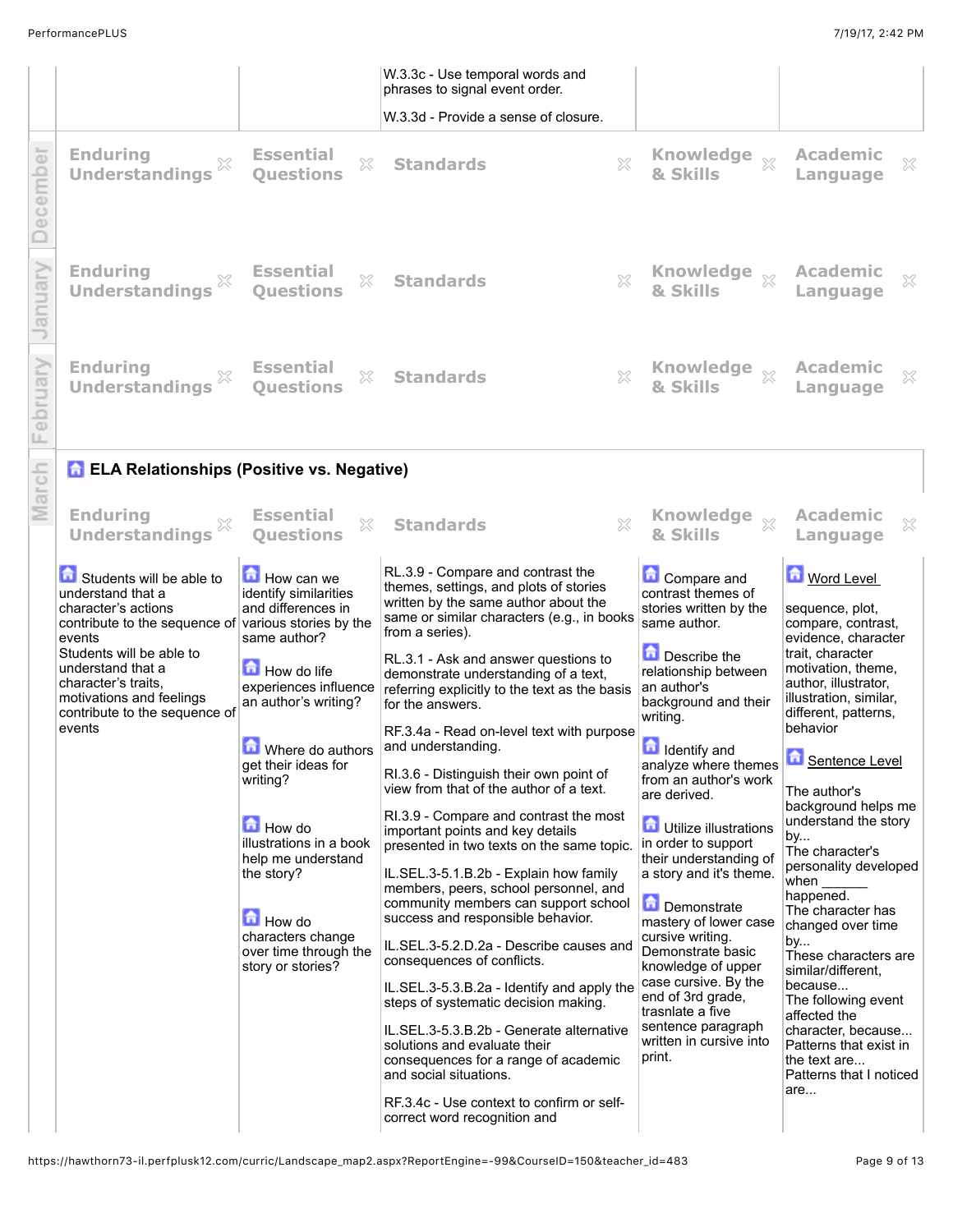| | | | | |
|---|---|---|---|---|
| | | W.3.3c - Use temporal words and phrases to signal event order.<br><br>W.3.3d - Provide a sense of closure. | | |

**December**

| Enduring Understandings | Essential Questions | Standards | Knowledge & Skills | Academic Language |
|---|---|---|---|---|

**January**

| Enduring Understandings | Essential Questions | Standards | Knowledge & Skills | Academic Language |
|---|---|---|---|---|

**February**

| Enduring Understandings | Essential Questions | Standards | Knowledge & Skills | Academic Language |
|---|---|---|---|---|

**March**

## ELA Relationships (Positive vs. Negative)

| Enduring Understandings | Essential Questions | Standards | Knowledge & Skills | Academic Language |
|---|---|---|---|---|
| Students will be able to understand that a character's actions contribute to the sequence of events<br>Students will be able to understand that a character's traits, motivations and feelings contribute to the sequence of events | How can we identify similarities and differences in various stories by the same author?<br><br>How do life experiences influence an author's writing?<br><br>Where do authors get their ideas for writing?<br><br>How do illustrations in a book help me understand the story?<br><br>How do characters change over time through the story or stories? | RL.3.9 - Compare and contrast the themes, settings, and plots of stories written by the same author about the same or similar characters (e.g., in books from a series).<br><br>RL.3.1 - Ask and answer questions to demonstrate understanding of a text, referring explicitly to the text as the basis for the answers.<br><br>RF.3.4a - Read on-level text with purpose and understanding.<br><br>RI.3.6 - Distinguish their own point of view from that of the author of a text.<br><br>RI.3.9 - Compare and contrast the most important points and key details presented in two texts on the same topic.<br><br>IL.SEL.3-5.1.B.2b - Explain how family members, peers, school personnel, and community members can support school success and responsible behavior.<br><br>IL.SEL.3-5.2.D.2a - Describe causes and consequences of conflicts.<br><br>IL.SEL.3-5.3.B.2a - Identify and apply the steps of systematic decision making.<br><br>IL.SEL.3-5.3.B.2b - Generate alternative solutions and evaluate their consequences for a range of academic and social situations.<br><br>RF.3.4c - Use context to confirm or self-correct word recognition and | Compare and contrast themes of stories written by the same author.<br><br>Describe the relationship between an author's background and their writing.<br><br>Identify and analyze where themes from an author's work are derived.<br><br>Utilize illustrations in order to support their understanding of a story and it's theme.<br><br>Demonstrate mastery of lower case cursive writing. Demonstrate basic knowledge of upper case cursive. By the end of 3rd grade, trasnlate a five sentence paragraph written in cursive into print. | Word Level<br><br>sequence, plot, compare, contrast, evidence, character trait, character motivation, theme, author, illustrator, illustration, similar, different, patterns, behavior<br><br>Sentence Level<br><br>The author's background helps me understand the story by...<br>The character's personality developed when ______ happened.<br>The character has changed over time by...<br>These characters are similar/different, because...<br>The following event affected the character, because...<br>Patterns that exist in the text are...<br>Patterns that I noticed are... |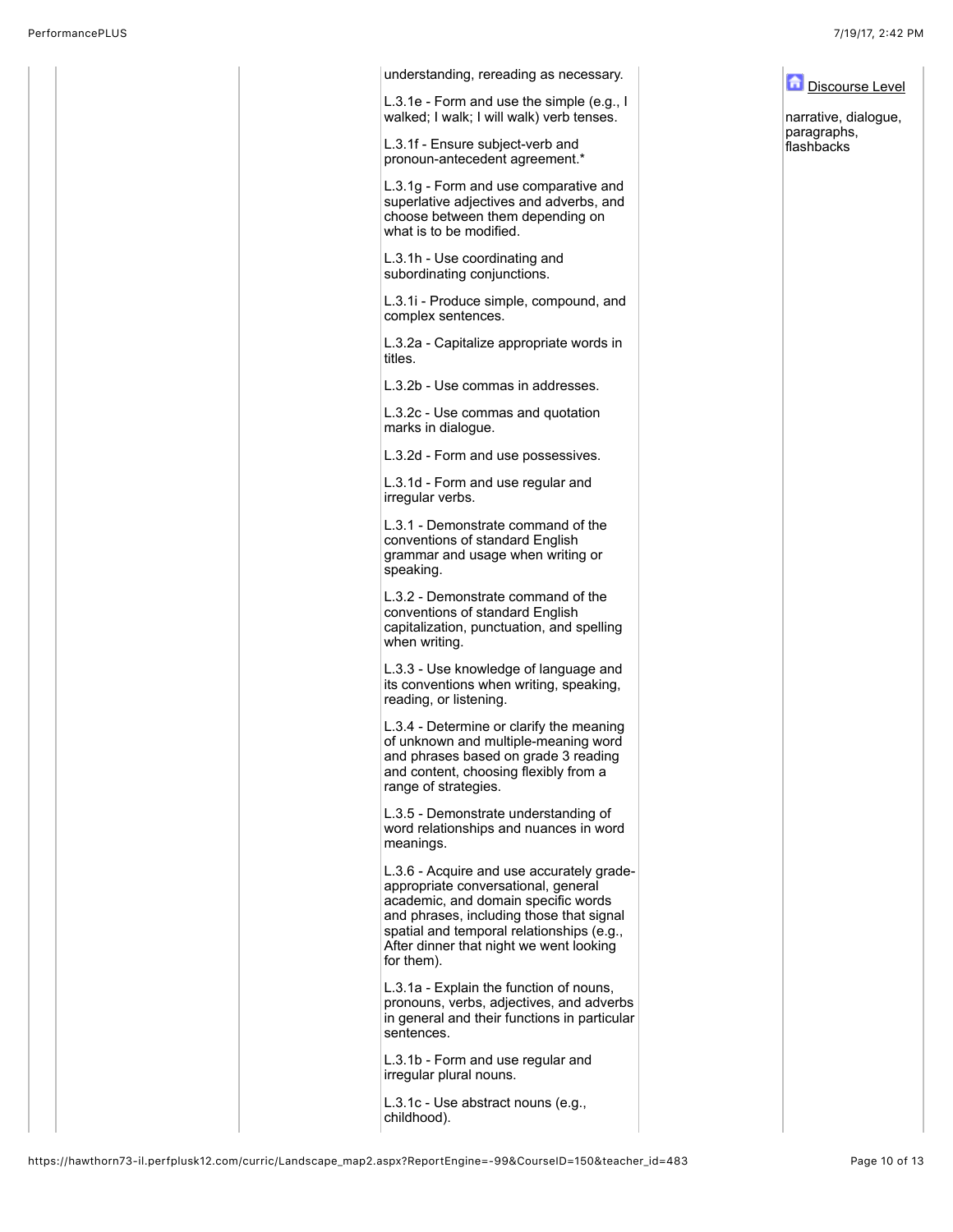| | | | | |
|---|---|---|---|---|
| | | understanding, rereading as necessary.<br><br>L.3.1e - Form and use the simple (e.g., I walked; I walk; I will walk) verb tenses.<br><br>L.3.1f - Ensure subject-verb and pronoun-antecedent agreement.*<br><br>L.3.1g - Form and use comparative and superlative adjectives and adverbs, and choose between them depending on what is to be modified.<br><br>L.3.1h - Use coordinating and subordinating conjunctions.<br><br>L.3.1i - Produce simple, compound, and complex sentences.<br><br>L.3.2a - Capitalize appropriate words in titles.<br><br>L.3.2b - Use commas in addresses.<br><br>L.3.2c - Use commas and quotation marks in dialogue.<br><br>L.3.2d - Form and use possessives.<br><br>L.3.1d - Form and use regular and irregular verbs.<br><br>L.3.1 - Demonstrate command of the conventions of standard English grammar and usage when writing or speaking.<br><br>L.3.2 - Demonstrate command of the conventions of standard English capitalization, punctuation, and spelling when writing.<br><br>L.3.3 - Use knowledge of language and its conventions when writing, speaking, reading, or listening.<br><br>L.3.4 - Determine or clarify the meaning of unknown and multiple-meaning word and phrases based on grade 3 reading and content, choosing flexibly from a range of strategies.<br><br>L.3.5 - Demonstrate understanding of word relationships and nuances in word meanings.<br><br>L.3.6 - Acquire and use accurately grade-appropriate conversational, general academic, and domain specific words and phrases, including those that signal spatial and temporal relationships (e.g., After dinner that night we went looking for them).<br><br>L.3.1a - Explain the function of nouns, pronouns, verbs, adjectives, and adverbs in general and their functions in particular sentences.<br><br>L.3.1b - Form and use regular and irregular plural nouns.<br><br>L.3.1c - Use abstract nouns (e.g., childhood). | | Discourse Level<br><br>narrative, dialogue, paragraphs, flashbacks |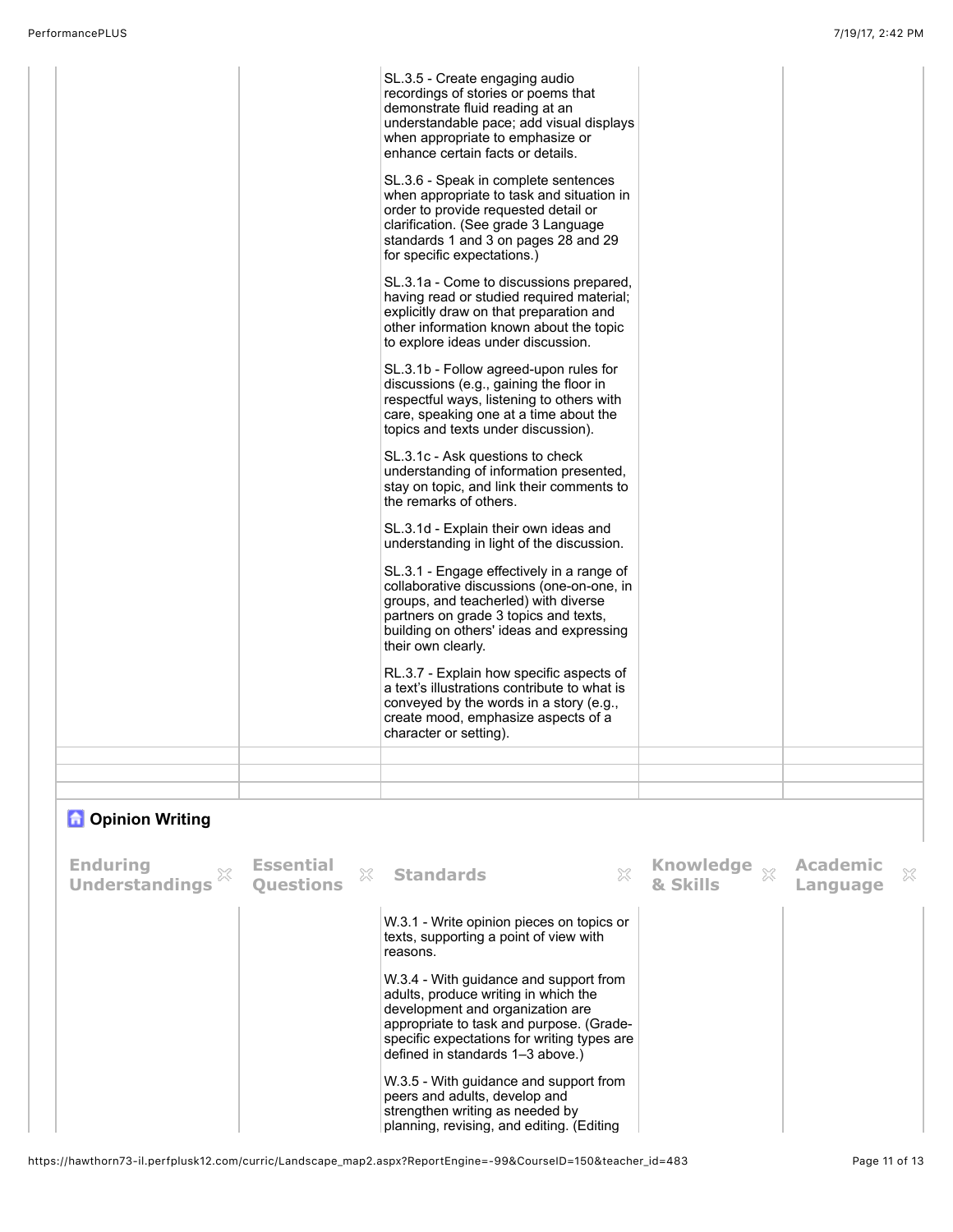| | | | | |
|---|---|---|---|---|
| | | SL.3.5 - Create engaging audio recordings of stories or poems that demonstrate fluid reading at an understandable pace; add visual displays when appropriate to emphasize or enhance certain facts or details.<br><br>SL.3.6 - Speak in complete sentences when appropriate to task and situation in order to provide requested detail or clarification. (See grade 3 Language standards 1 and 3 on pages 28 and 29 for specific expectations.)<br><br>SL.3.1a - Come to discussions prepared, having read or studied required material; explicitly draw on that preparation and other information known about the topic to explore ideas under discussion.<br><br>SL.3.1b - Follow agreed-upon rules for discussions (e.g., gaining the floor in respectful ways, listening to others with care, speaking one at a time about the topics and texts under discussion).<br><br>SL.3.1c - Ask questions to check understanding of information presented, stay on topic, and link their comments to the remarks of others.<br><br>SL.3.1d - Explain their own ideas and understanding in light of the discussion.<br><br>SL.3.1 - Engage effectively in a range of collaborative discussions (one-on-one, in groups, and teacherled) with diverse partners on grade 3 topics and texts, building on others' ideas and expressing their own clearly.<br><br>RL.3.7 - Explain how specific aspects of a text's illustrations contribute to what is conveyed by the words in a story (e.g., create mood, emphasize aspects of a character or setting). | | |
| | | | | |
| | | | | |

## Opinion Writing

| Enduring Understandings | Essential Questions | Standards | Knowledge & Skills | Academic Language |
|---|---|---|---|---|
| | | W.3.1 - Write opinion pieces on topics or texts, supporting a point of view with reasons.<br><br>W.3.4 - With guidance and support from adults, produce writing in which the development and organization are appropriate to task and purpose. (Grade-specific expectations for writing types are defined in standards 1–3 above.)<br><br>W.3.5 - With guidance and support from peers and adults, develop and strengthen writing as needed by planning, revising, and editing. (Editing | | |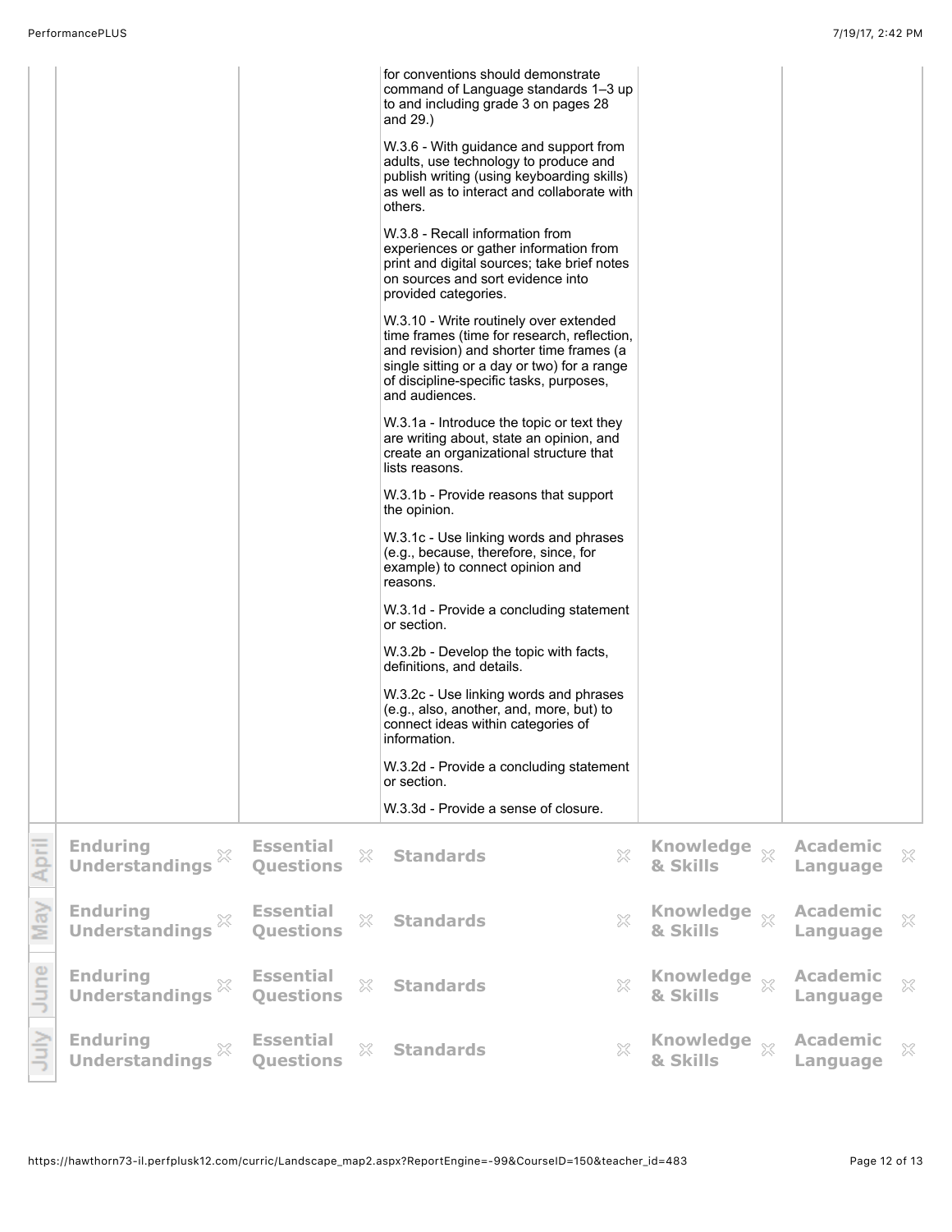| | | | | |
|---|---|---|---|---|
| | | for conventions should demonstrate command of Language standards 1–3 up to and including grade 3 on pages 28 and 29.)<br><br>W.3.6 - With guidance and support from adults, use technology to produce and publish writing (using keyboarding skills) as well as to interact and collaborate with others.<br><br>W.3.8 - Recall information from experiences or gather information from print and digital sources; take brief notes on sources and sort evidence into provided categories.<br><br>W.3.10 - Write routinely over extended time frames (time for research, reflection, and revision) and shorter time frames (a single sitting or a day or two) for a range of discipline-specific tasks, purposes, and audiences.<br><br>W.3.1a - Introduce the topic or text they are writing about, state an opinion, and create an organizational structure that lists reasons.<br><br>W.3.1b - Provide reasons that support the opinion.<br><br>W.3.1c - Use linking words and phrases (e.g., because, therefore, since, for example) to connect opinion and reasons.<br><br>W.3.1d - Provide a concluding statement or section.<br><br>W.3.2b - Develop the topic with facts, definitions, and details.<br><br>W.3.2c - Use linking words and phrases (e.g., also, another, and, more, but) to connect ideas within categories of information.<br><br>W.3.2d - Provide a concluding statement or section.<br><br>W.3.3d - Provide a sense of closure. | | |

| Month | Enduring Understandings | Essential Questions | Standards | Knowledge & Skills | Academic Language |
|---|---|---|---|---|---|
| April | | | | | |
| May | | | | | |
| June | | | | | |
| July | | | | | |